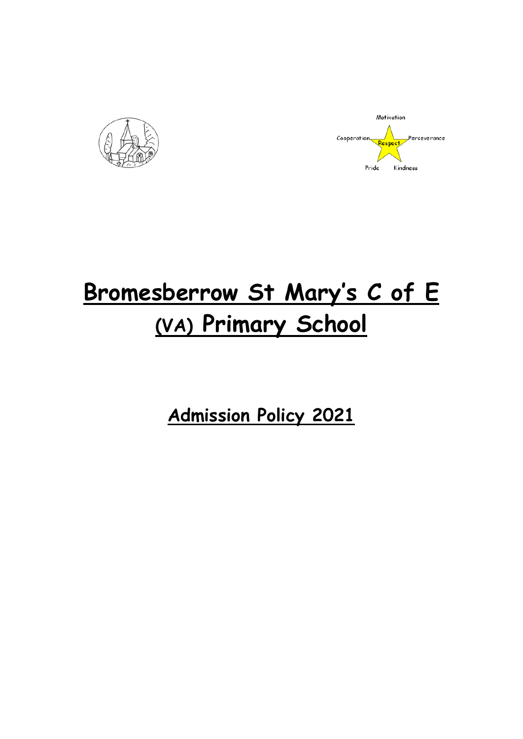Motivation

Cooperation Respect Perseverance

Pride Kindness

# Bromesberrow St Mary's C of E (VA) Primary School

## Admission Policy 2021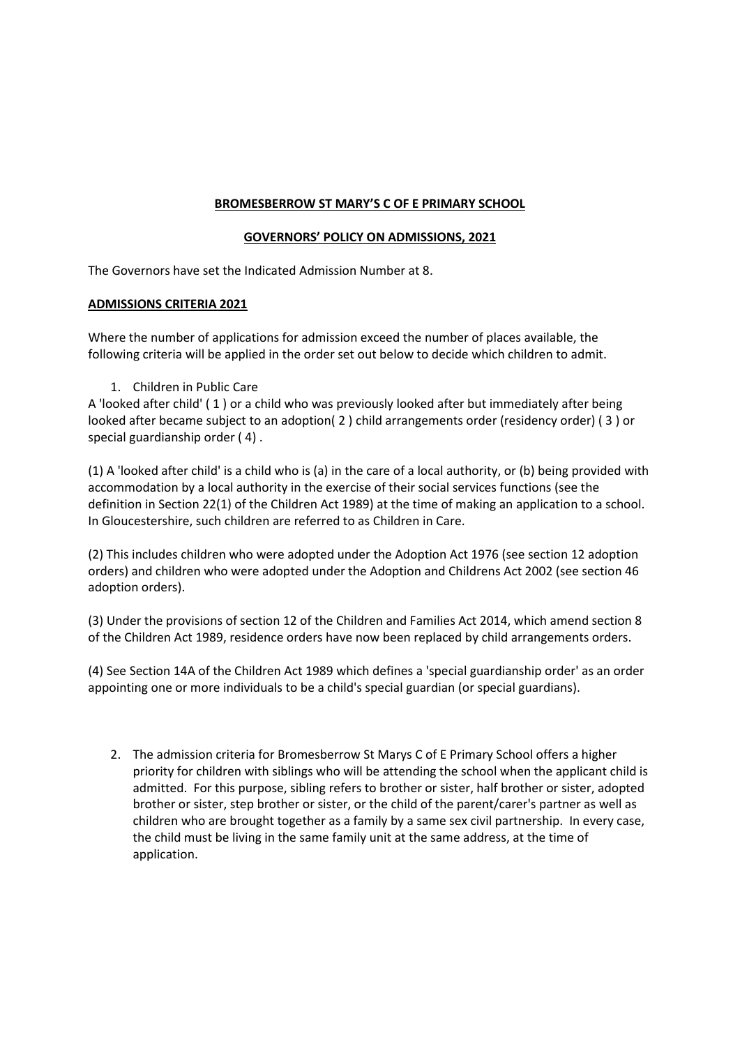**BROMESBERROW ST MARY'S C OF E PRIMARY SCHOOL**

**GOVERNORS' POLICY ON ADMISSIONS, 2021**

The Governors have set the Indicated Admission Number at 8.

**ADMISSIONS CRITERIA 2021**

Where the number of applications for admission exceed the number of places available, the following criteria will be applied in the order set out below to decide which children to admit.

1. Children in Public Care

A 'looked after child' ( 1 ) or a child who was previously looked after but immediately after being looked after became subject to an adoption( 2 ) child arrangements order (residency order) ( 3 ) or special guardianship order ( 4) .

(1) A 'looked after child' is a child who is (a) in the care of a local authority, or (b) being provided with accommodation by a local authority in the exercise of their social services functions (see the definition in Section 22(1) of the Children Act 1989) at the time of making an application to a school. In Gloucestershire, such children are referred to as Children in Care.

(2) This includes children who were adopted under the Adoption Act 1976 (see section 12 adoption orders) and children who were adopted under the Adoption and Childrens Act 2002 (see section 46 adoption orders).

(3) Under the provisions of section 12 of the Children and Families Act 2014, which amend section 8 of the Children Act 1989, residence orders have now been replaced by child arrangements orders.

(4) See Section 14A of the Children Act 1989 which defines a 'special guardianship order' as an order appointing one or more individuals to be a child's special guardian (or special guardians).

2. The admission criteria for Bromesberrow St Marys C of E Primary School offers a higher priority for children with siblings who will be attending the school when the applicant child is admitted. For this purpose, sibling refers to brother or sister, half brother or sister, adopted brother or sister, step brother or sister, or the child of the parent/carer's partner as well as children who are brought together as a family by a same sex civil partnership. In every case, the child must be living in the same family unit at the same address, at the time of application.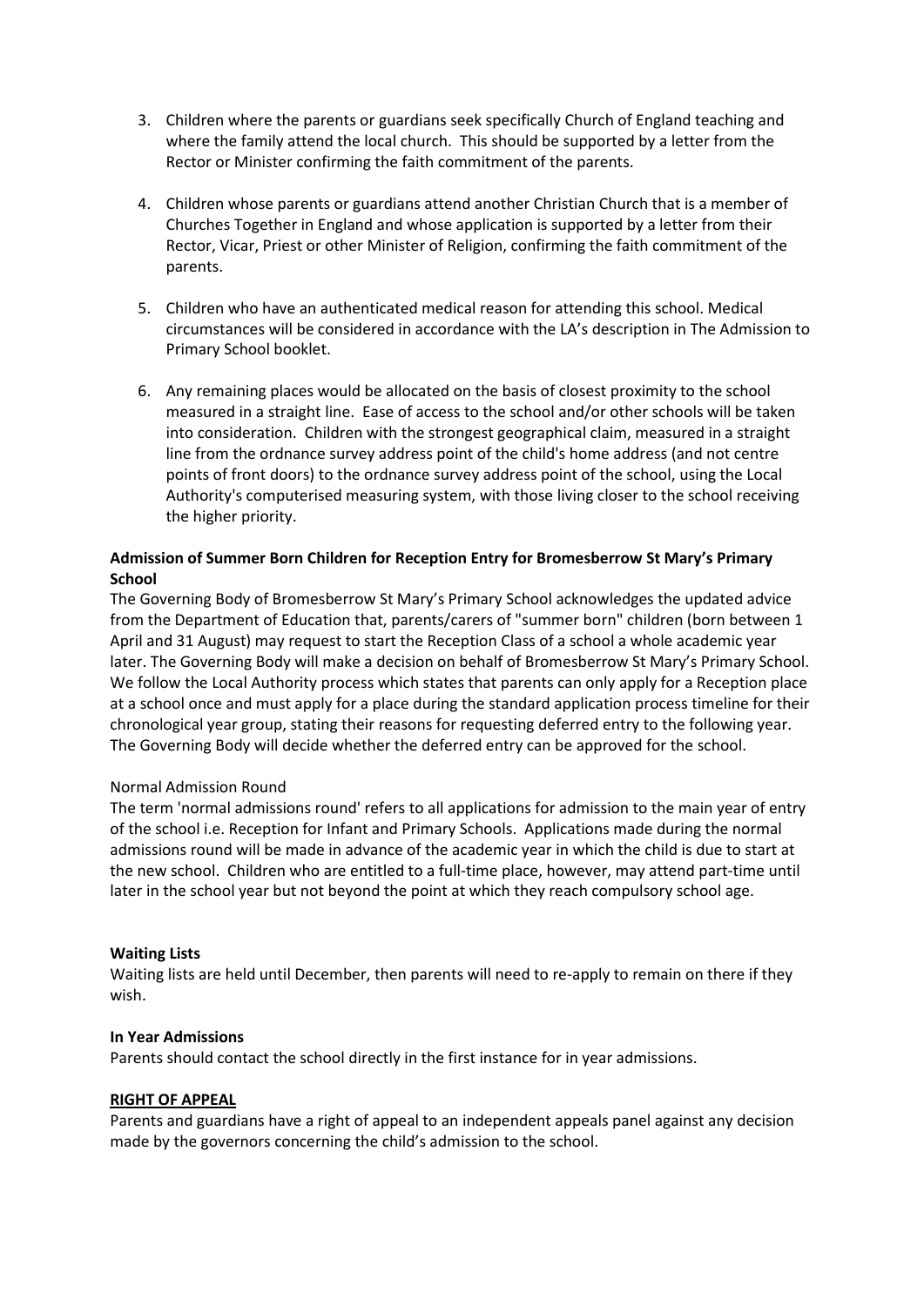3. Children where the parents or guardians seek specifically Church of England teaching and where the family attend the local church. This should be supported by a letter from the Rector or Minister confirming the faith commitment of the parents.

4. Children whose parents or guardians attend another Christian Church that is a member of Churches Together in England and whose application is supported by a letter from their Rector, Vicar, Priest or other Minister of Religion, confirming the faith commitment of the parents.

5. Children who have an authenticated medical reason for attending this school. Medical circumstances will be considered in accordance with the LA's description in The Admission to Primary School booklet.

6. Any remaining places would be allocated on the basis of closest proximity to the school measured in a straight line. Ease of access to the school and/or other schools will be taken into consideration. Children with the strongest geographical claim, measured in a straight line from the ordnance survey address point of the child's home address (and not centre points of front doors) to the ordnance survey address point of the school, using the Local Authority's computerised measuring system, with those living closer to the school receiving the higher priority.

**Admission of Summer Born Children for Reception Entry for Bromesberrow St Mary's Primary School**

The Governing Body of Bromesberrow St Mary's Primary School acknowledges the updated advice from the Department of Education that, parents/carers of "summer born" children (born between 1 April and 31 August) may request to start the Reception Class of a school a whole academic year later. The Governing Body will make a decision on behalf of Bromesberrow St Mary's Primary School. We follow the Local Authority process which states that parents can only apply for a Reception place at a school once and must apply for a place during the standard application process timeline for their chronological year group, stating their reasons for requesting deferred entry to the following year. The Governing Body will decide whether the deferred entry can be approved for the school.

Normal Admission Round

The term 'normal admissions round' refers to all applications for admission to the main year of entry of the school i.e. Reception for Infant and Primary Schools. Applications made during the normal admissions round will be made in advance of the academic year in which the child is due to start at the new school. Children who are entitled to a full-time place, however, may attend part-time until later in the school year but not beyond the point at which they reach compulsory school age.

**Waiting Lists**

Waiting lists are held until December, then parents will need to re-apply to remain on there if they wish.

**In Year Admissions**

Parents should contact the school directly in the first instance for in year admissions.

**RIGHT OF APPEAL**

Parents and guardians have a right of appeal to an independent appeals panel against any decision made by the governors concerning the child's admission to the school.